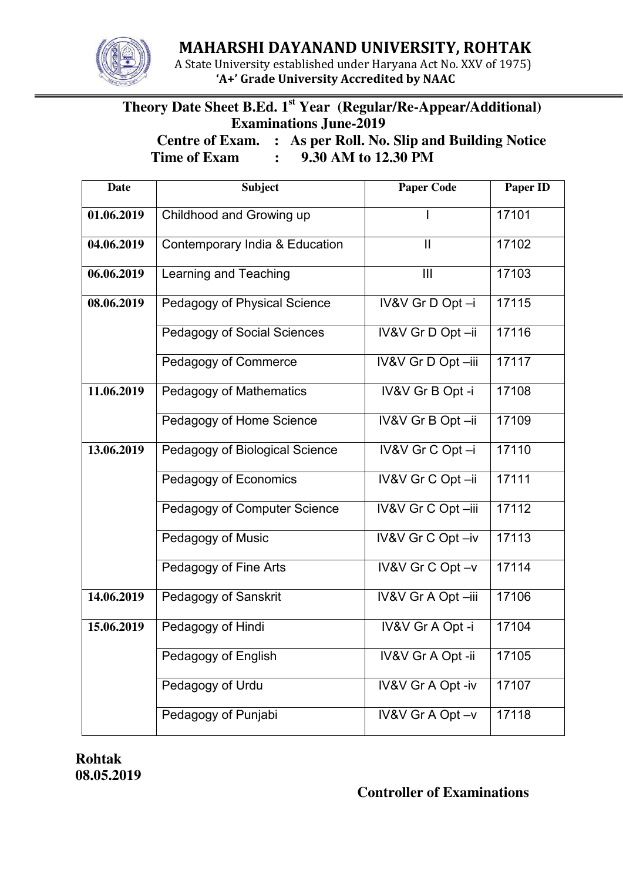# MAHARSHI DAYANAND UNIVERSITY, ROHTAK

A State University established under Haryana Act No. XXV of 1975)

**'A+' Grade University Accredited by NAAC**

## Theory Date Sheet B.Ed. 1st Year (Regular/Re-Appear/Additional) Examinations June-2019

**Centre of Exam. : As per Roll. No. Slip and Building Notice**

**Time of Exam : 9.30 AM to 12.30 PM**

| Date | Subject | Paper Code | Paper ID |
|---|---|---|---|
| **01.06.2019** | Childhood and Growing up | I | 17101 |
| **04.06.2019** | Contemporary India & Education | II | 17102 |
| **06.06.2019** | Learning and Teaching | III | 17103 |
| **08.06.2019** | Pedagogy of Physical Science | IV&V Gr D Opt –i | 17115 |
| | Pedagogy of Social Sciences | IV&V Gr D Opt –ii | 17116 |
| | Pedagogy of Commerce | IV&V Gr D Opt –iii | 17117 |
| **11.06.2019** | Pedagogy of Mathematics | IV&V Gr B Opt -i | 17108 |
| | Pedagogy of Home Science | IV&V Gr B Opt –ii | 17109 |
| **13.06.2019** | Pedagogy of Biological Science | IV&V Gr C Opt –i | 17110 |
| | Pedagogy of Economics | IV&V Gr C Opt –ii | 17111 |
| | Pedagogy of Computer Science | IV&V Gr C Opt –iii | 17112 |
| | Pedagogy of Music | IV&V Gr C Opt –iv | 17113 |
| | Pedagogy of Fine Arts | IV&V Gr C Opt –v | 17114 |
| **14.06.2019** | Pedagogy of Sanskrit | IV&V Gr A Opt –iii | 17106 |
| **15.06.2019** | Pedagogy of Hindi | IV&V Gr A Opt -i | 17104 |
| | Pedagogy of English | IV&V Gr A Opt -ii | 17105 |
| | Pedagogy of Urdu | IV&V Gr A Opt -iv | 17107 |
| | Pedagogy of Punjabi | IV&V Gr A Opt –v | 17118 |

**Rohtak**
**08.05.2019**

**Controller of Examinations**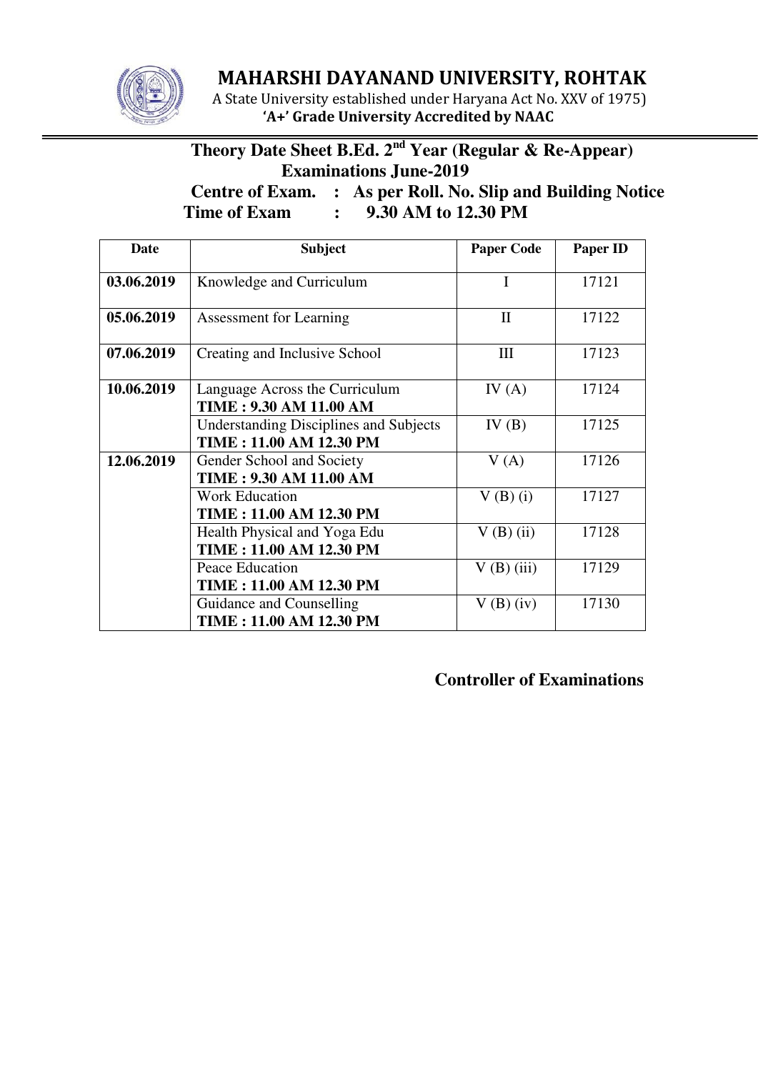# MAHARSHI DAYANAND UNIVERSITY, ROHTAK

A State University established under Haryana Act No. XXV of 1975)

**'A+' Grade University Accredited by NAAC**

## Theory Date Sheet B.Ed. 2nd Year (Regular & Re-Appear) Examinations June-2019

**Centre of Exam. : As per Roll. No. Slip and Building Notice**

**Time of Exam : 9.30 AM to 12.30 PM**

| Date | Subject | Paper Code | Paper ID |
|---|---|---|---|
| **03.06.2019** | Knowledge and Curriculum | I | 17121 |
| **05.06.2019** | Assessment for Learning | II | 17122 |
| **07.06.2019** | Creating and Inclusive School | III | 17123 |
| **10.06.2019** | Language Across the Curriculum<br>**TIME : 9.30 AM 11.00 AM** | IV (A) | 17124 |
| | Understanding Disciplines and Subjects<br>**TIME : 11.00 AM 12.30 PM** | IV (B) | 17125 |
| **12.06.2019** | Gender School and Society<br>**TIME : 9.30 AM 11.00 AM** | V (A) | 17126 |
| | Work Education<br>**TIME : 11.00 AM 12.30 PM** | V (B) (i) | 17127 |
| | Health Physical and Yoga Edu<br>**TIME : 11.00 AM 12.30 PM** | V (B) (ii) | 17128 |
| | Peace Education<br>**TIME : 11.00 AM 12.30 PM** | V (B) (iii) | 17129 |
| | Guidance and Counselling<br>**TIME : 11.00 AM 12.30 PM** | V (B) (iv) | 17130 |

**Controller of Examinations**